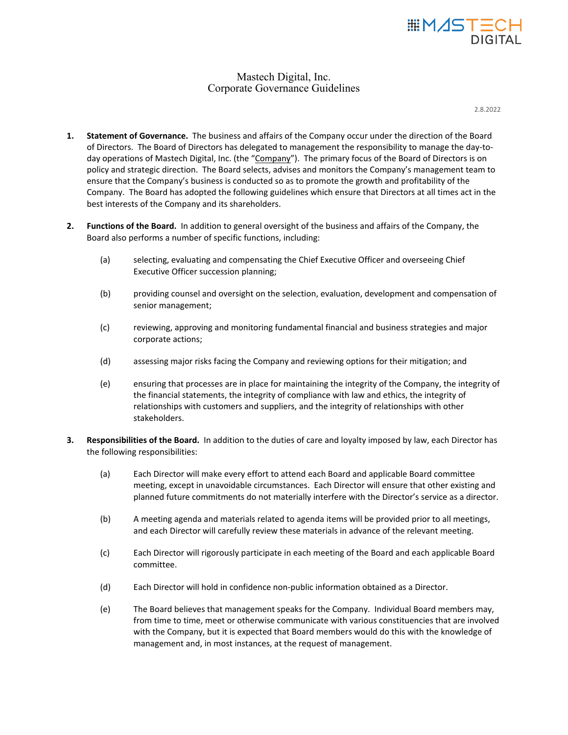# Mastech Digital, Inc.
# Corporate Governance Guidelines

2.8.2022

1. **Statement of Governance.** The business and affairs of the Company occur under the direction of the Board of Directors. The Board of Directors has delegated to management the responsibility to manage the day-to-day operations of Mastech Digital, Inc. (the "Company"). The primary focus of the Board of Directors is on policy and strategic direction. The Board selects, advises and monitors the Company's management team to ensure that the Company's business is conducted so as to promote the growth and profitability of the Company. The Board has adopted the following guidelines which ensure that Directors at all times act in the best interests of the Company and its shareholders.

2. **Functions of the Board.** In addition to general oversight of the business and affairs of the Company, the Board also performs a number of specific functions, including:

   (a) selecting, evaluating and compensating the Chief Executive Officer and overseeing Chief Executive Officer succession planning;

   (b) providing counsel and oversight on the selection, evaluation, development and compensation of senior management;

   (c) reviewing, approving and monitoring fundamental financial and business strategies and major corporate actions;

   (d) assessing major risks facing the Company and reviewing options for their mitigation; and

   (e) ensuring that processes are in place for maintaining the integrity of the Company, the integrity of the financial statements, the integrity of compliance with law and ethics, the integrity of relationships with customers and suppliers, and the integrity of relationships with other stakeholders.

3. **Responsibilities of the Board.** In addition to the duties of care and loyalty imposed by law, each Director has the following responsibilities:

   (a) Each Director will make every effort to attend each Board and applicable Board committee meeting, except in unavoidable circumstances. Each Director will ensure that other existing and planned future commitments do not materially interfere with the Director's service as a director.

   (b) A meeting agenda and materials related to agenda items will be provided prior to all meetings, and each Director will carefully review these materials in advance of the relevant meeting.

   (c) Each Director will rigorously participate in each meeting of the Board and each applicable Board committee.

   (d) Each Director will hold in confidence non-public information obtained as a Director.

   (e) The Board believes that management speaks for the Company. Individual Board members may, from time to time, meet or otherwise communicate with various constituencies that are involved with the Company, but it is expected that Board members would do this with the knowledge of management and, in most instances, at the request of management.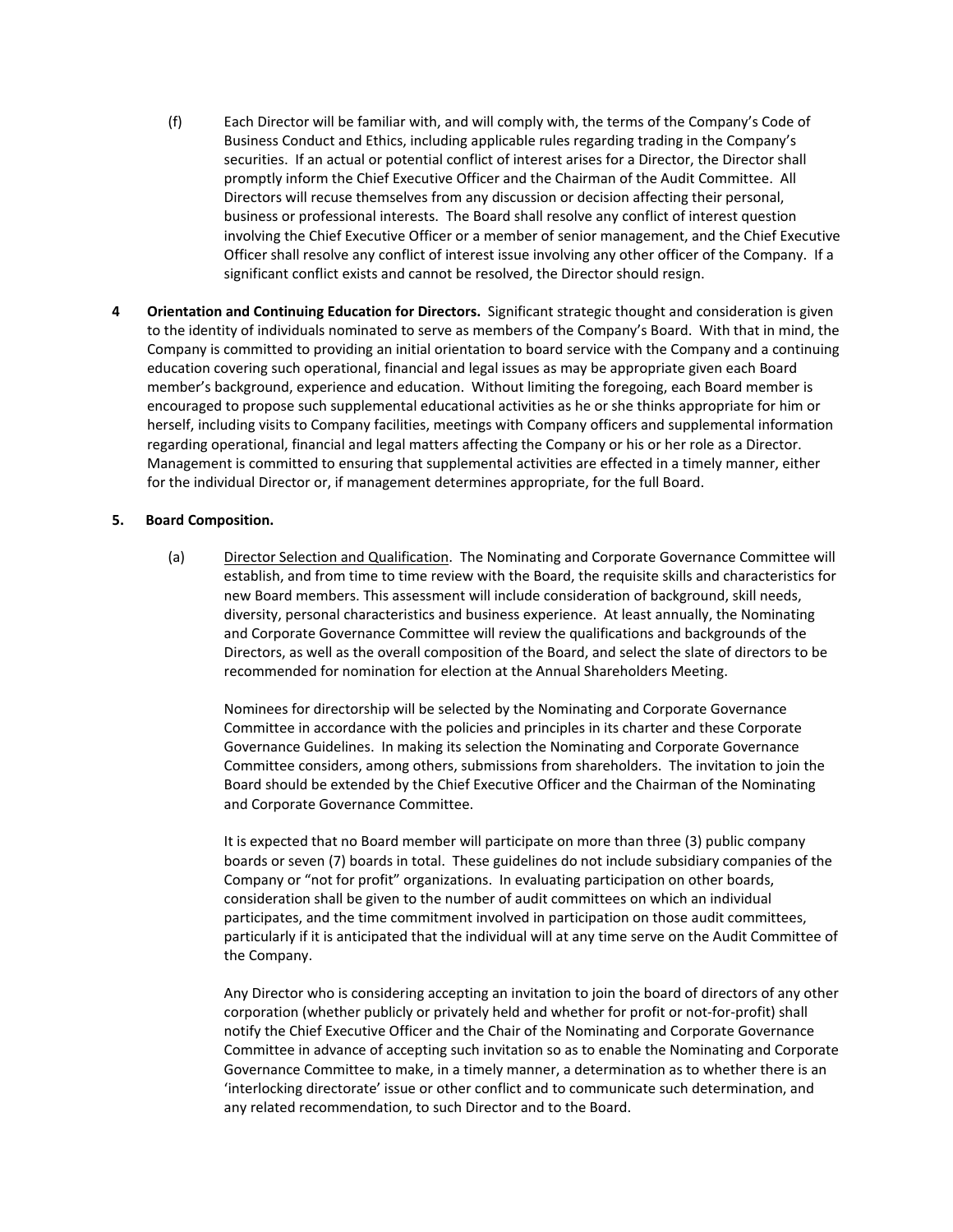(f) Each Director will be familiar with, and will comply with, the terms of the Company's Code of Business Conduct and Ethics, including applicable rules regarding trading in the Company's securities. If an actual or potential conflict of interest arises for a Director, the Director shall promptly inform the Chief Executive Officer and the Chairman of the Audit Committee. All Directors will recuse themselves from any discussion or decision affecting their personal, business or professional interests. The Board shall resolve any conflict of interest question involving the Chief Executive Officer or a member of senior management, and the Chief Executive Officer shall resolve any conflict of interest issue involving any other officer of the Company. If a significant conflict exists and cannot be resolved, the Director should resign.

**4 Orientation and Continuing Education for Directors.** Significant strategic thought and consideration is given to the identity of individuals nominated to serve as members of the Company's Board. With that in mind, the Company is committed to providing an initial orientation to board service with the Company and a continuing education covering such operational, financial and legal issues as may be appropriate given each Board member's background, experience and education. Without limiting the foregoing, each Board member is encouraged to propose such supplemental educational activities as he or she thinks appropriate for him or herself, including visits to Company facilities, meetings with Company officers and supplemental information regarding operational, financial and legal matters affecting the Company or his or her role as a Director. Management is committed to ensuring that supplemental activities are effected in a timely manner, either for the individual Director or, if management determines appropriate, for the full Board.

**5. Board Composition.**

(a) Director Selection and Qualification. The Nominating and Corporate Governance Committee will establish, and from time to time review with the Board, the requisite skills and characteristics for new Board members. This assessment will include consideration of background, skill needs, diversity, personal characteristics and business experience. At least annually, the Nominating and Corporate Governance Committee will review the qualifications and backgrounds of the Directors, as well as the overall composition of the Board, and select the slate of directors to be recommended for nomination for election at the Annual Shareholders Meeting.

Nominees for directorship will be selected by the Nominating and Corporate Governance Committee in accordance with the policies and principles in its charter and these Corporate Governance Guidelines. In making its selection the Nominating and Corporate Governance Committee considers, among others, submissions from shareholders. The invitation to join the Board should be extended by the Chief Executive Officer and the Chairman of the Nominating and Corporate Governance Committee.

It is expected that no Board member will participate on more than three (3) public company boards or seven (7) boards in total. These guidelines do not include subsidiary companies of the Company or "not for profit" organizations. In evaluating participation on other boards, consideration shall be given to the number of audit committees on which an individual participates, and the time commitment involved in participation on those audit committees, particularly if it is anticipated that the individual will at any time serve on the Audit Committee of the Company.

Any Director who is considering accepting an invitation to join the board of directors of any other corporation (whether publicly or privately held and whether for profit or not-for-profit) shall notify the Chief Executive Officer and the Chair of the Nominating and Corporate Governance Committee in advance of accepting such invitation so as to enable the Nominating and Corporate Governance Committee to make, in a timely manner, a determination as to whether there is an 'interlocking directorate' issue or other conflict and to communicate such determination, and any related recommendation, to such Director and to the Board.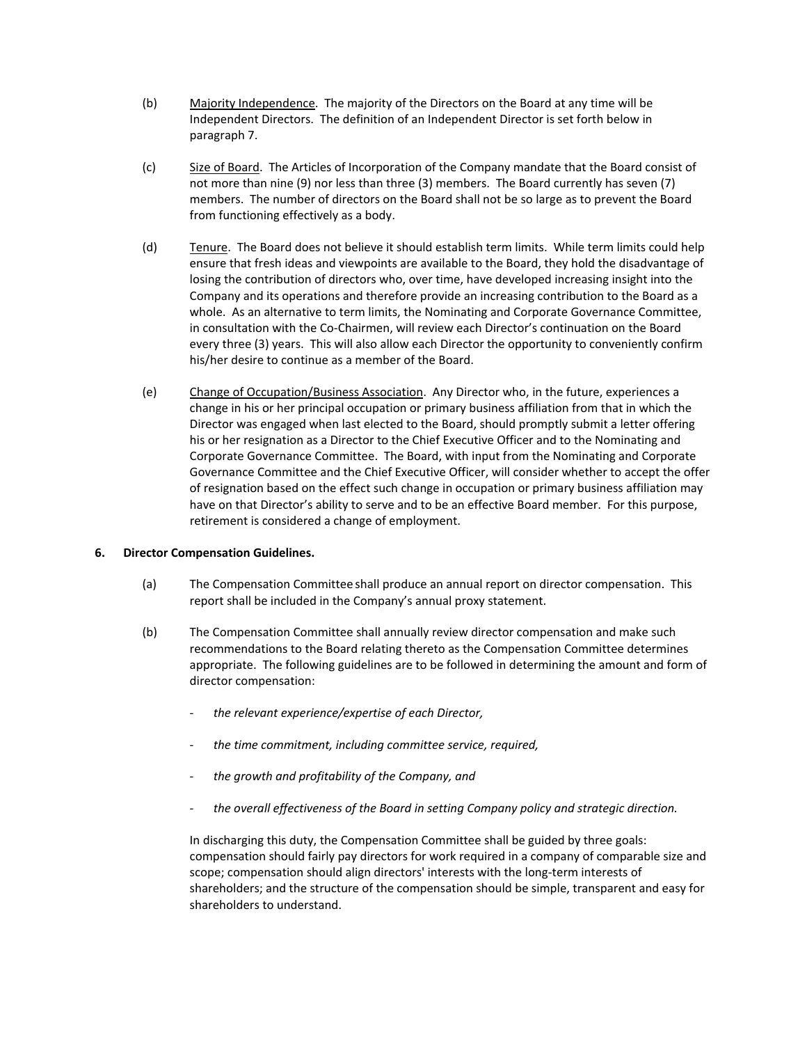(b) Majority Independence. The majority of the Directors on the Board at any time will be Independent Directors. The definition of an Independent Director is set forth below in paragraph 7.

(c) Size of Board. The Articles of Incorporation of the Company mandate that the Board consist of not more than nine (9) nor less than three (3) members. The Board currently has seven (7) members. The number of directors on the Board shall not be so large as to prevent the Board from functioning effectively as a body.

(d) Tenure. The Board does not believe it should establish term limits. While term limits could help ensure that fresh ideas and viewpoints are available to the Board, they hold the disadvantage of losing the contribution of directors who, over time, have developed increasing insight into the Company and its operations and therefore provide an increasing contribution to the Board as a whole. As an alternative to term limits, the Nominating and Corporate Governance Committee, in consultation with the Co-Chairmen, will review each Director's continuation on the Board every three (3) years. This will also allow each Director the opportunity to conveniently confirm his/her desire to continue as a member of the Board.

(e) Change of Occupation/Business Association. Any Director who, in the future, experiences a change in his or her principal occupation or primary business affiliation from that in which the Director was engaged when last elected to the Board, should promptly submit a letter offering his or her resignation as a Director to the Chief Executive Officer and to the Nominating and Corporate Governance Committee. The Board, with input from the Nominating and Corporate Governance Committee and the Chief Executive Officer, will consider whether to accept the offer of resignation based on the effect such change in occupation or primary business affiliation may have on that Director's ability to serve and to be an effective Board member. For this purpose, retirement is considered a change of employment.

**6. Director Compensation Guidelines.**

(a) The Compensation Committee shall produce an annual report on director compensation. This report shall be included in the Company's annual proxy statement.

(b) The Compensation Committee shall annually review director compensation and make such recommendations to the Board relating thereto as the Compensation Committee determines appropriate. The following guidelines are to be followed in determining the amount and form of director compensation:

- *the relevant experience/expertise of each Director,*
- *the time commitment, including committee service, required,*
- *the growth and profitability of the Company, and*
- *the overall effectiveness of the Board in setting Company policy and strategic direction.*

In discharging this duty, the Compensation Committee shall be guided by three goals: compensation should fairly pay directors for work required in a company of comparable size and scope; compensation should align directors' interests with the long-term interests of shareholders; and the structure of the compensation should be simple, transparent and easy for shareholders to understand.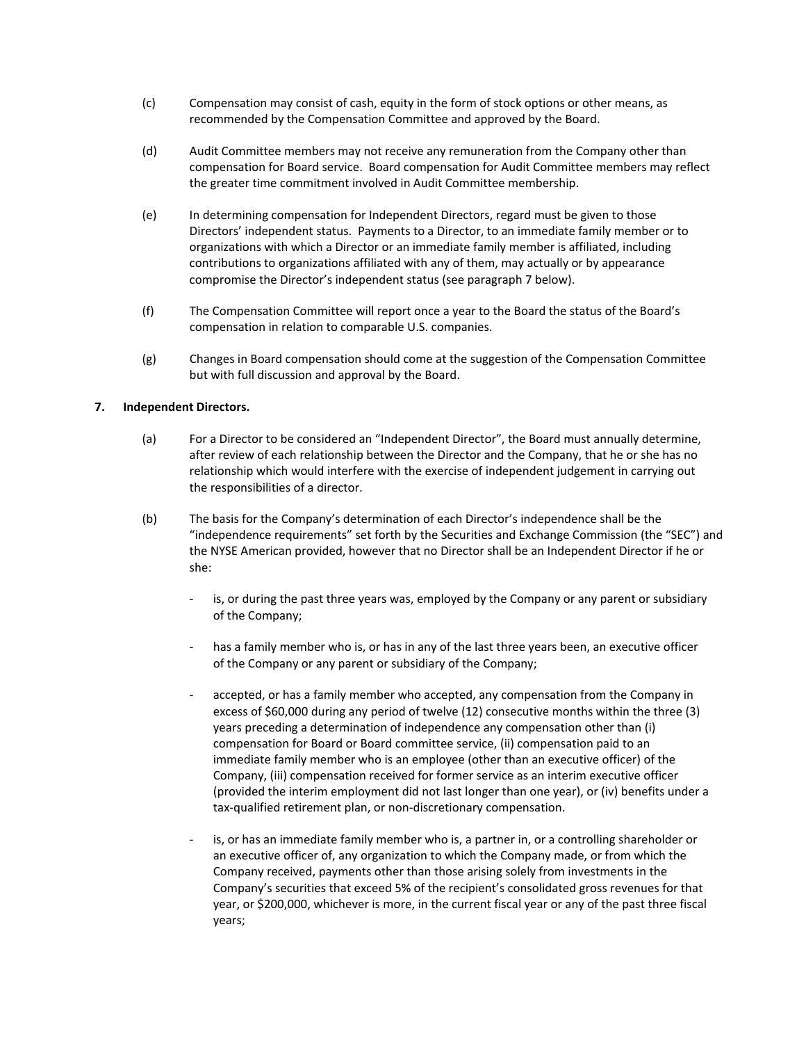(c) Compensation may consist of cash, equity in the form of stock options or other means, as recommended by the Compensation Committee and approved by the Board.

(d) Audit Committee members may not receive any remuneration from the Company other than compensation for Board service. Board compensation for Audit Committee members may reflect the greater time commitment involved in Audit Committee membership.

(e) In determining compensation for Independent Directors, regard must be given to those Directors' independent status. Payments to a Director, to an immediate family member or to organizations with which a Director or an immediate family member is affiliated, including contributions to organizations affiliated with any of them, may actually or by appearance compromise the Director's independent status (see paragraph 7 below).

(f) The Compensation Committee will report once a year to the Board the status of the Board's compensation in relation to comparable U.S. companies.

(g) Changes in Board compensation should come at the suggestion of the Compensation Committee but with full discussion and approval by the Board.

**7. Independent Directors.**

(a) For a Director to be considered an "Independent Director", the Board must annually determine, after review of each relationship between the Director and the Company, that he or she has no relationship which would interfere with the exercise of independent judgement in carrying out the responsibilities of a director.

(b) The basis for the Company's determination of each Director's independence shall be the "independence requirements" set forth by the Securities and Exchange Commission (the "SEC") and the NYSE American provided, however that no Director shall be an Independent Director if he or she:

- is, or during the past three years was, employed by the Company or any parent or subsidiary of the Company;

- has a family member who is, or has in any of the last three years been, an executive officer of the Company or any parent or subsidiary of the Company;

- accepted, or has a family member who accepted, any compensation from the Company in excess of $60,000 during any period of twelve (12) consecutive months within the three (3) years preceding a determination of independence any compensation other than (i) compensation for Board or Board committee service, (ii) compensation paid to an immediate family member who is an employee (other than an executive officer) of the Company, (iii) compensation received for former service as an interim executive officer (provided the interim employment did not last longer than one year), or (iv) benefits under a tax-qualified retirement plan, or non-discretionary compensation.

- is, or has an immediate family member who is, a partner in, or a controlling shareholder or an executive officer of, any organization to which the Company made, or from which the Company received, payments other than those arising solely from investments in the Company's securities that exceed 5% of the recipient's consolidated gross revenues for that year, or $200,000, whichever is more, in the current fiscal year or any of the past three fiscal years;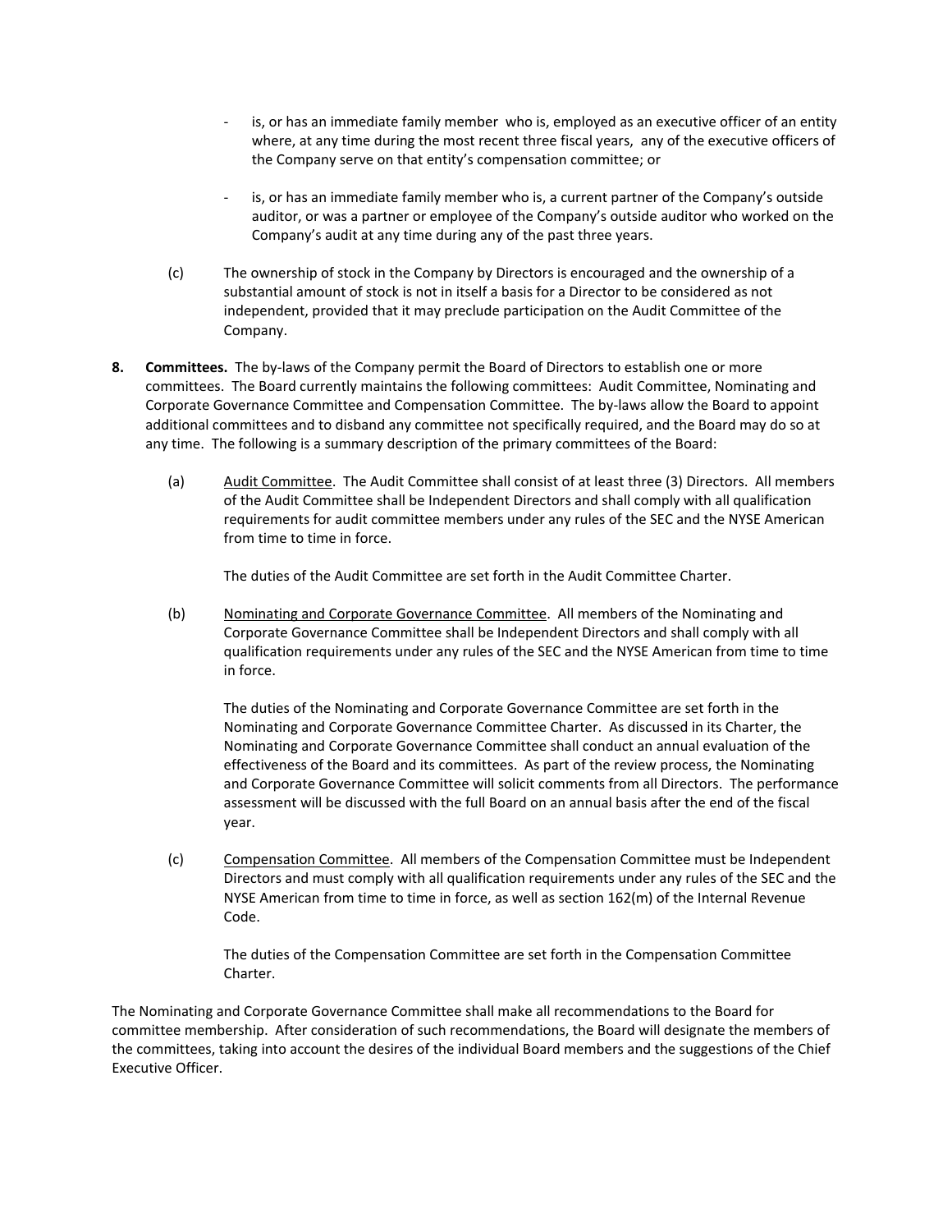- is, or has an immediate family member who is, employed as an executive officer of an entity where, at any time during the most recent three fiscal years, any of the executive officers of the Company serve on that entity's compensation committee; or

- is, or has an immediate family member who is, a current partner of the Company's outside auditor, or was a partner or employee of the Company's outside auditor who worked on the Company's audit at any time during any of the past three years.

(c) The ownership of stock in the Company by Directors is encouraged and the ownership of a substantial amount of stock is not in itself a basis for a Director to be considered as not independent, provided that it may preclude participation on the Audit Committee of the Company.

**8. Committees.** The by-laws of the Company permit the Board of Directors to establish one or more committees. The Board currently maintains the following committees: Audit Committee, Nominating and Corporate Governance Committee and Compensation Committee. The by-laws allow the Board to appoint additional committees and to disband any committee not specifically required, and the Board may do so at any time. The following is a summary description of the primary committees of the Board:

(a) Audit Committee. The Audit Committee shall consist of at least three (3) Directors. All members of the Audit Committee shall be Independent Directors and shall comply with all qualification requirements for audit committee members under any rules of the SEC and the NYSE American from time to time in force.

The duties of the Audit Committee are set forth in the Audit Committee Charter.

(b) Nominating and Corporate Governance Committee. All members of the Nominating and Corporate Governance Committee shall be Independent Directors and shall comply with all qualification requirements under any rules of the SEC and the NYSE American from time to time in force.

The duties of the Nominating and Corporate Governance Committee are set forth in the Nominating and Corporate Governance Committee Charter. As discussed in its Charter, the Nominating and Corporate Governance Committee shall conduct an annual evaluation of the effectiveness of the Board and its committees. As part of the review process, the Nominating and Corporate Governance Committee will solicit comments from all Directors. The performance assessment will be discussed with the full Board on an annual basis after the end of the fiscal year.

(c) Compensation Committee. All members of the Compensation Committee must be Independent Directors and must comply with all qualification requirements under any rules of the SEC and the NYSE American from time to time in force, as well as section 162(m) of the Internal Revenue Code.

The duties of the Compensation Committee are set forth in the Compensation Committee Charter.

The Nominating and Corporate Governance Committee shall make all recommendations to the Board for committee membership. After consideration of such recommendations, the Board will designate the members of the committees, taking into account the desires of the individual Board members and the suggestions of the Chief Executive Officer.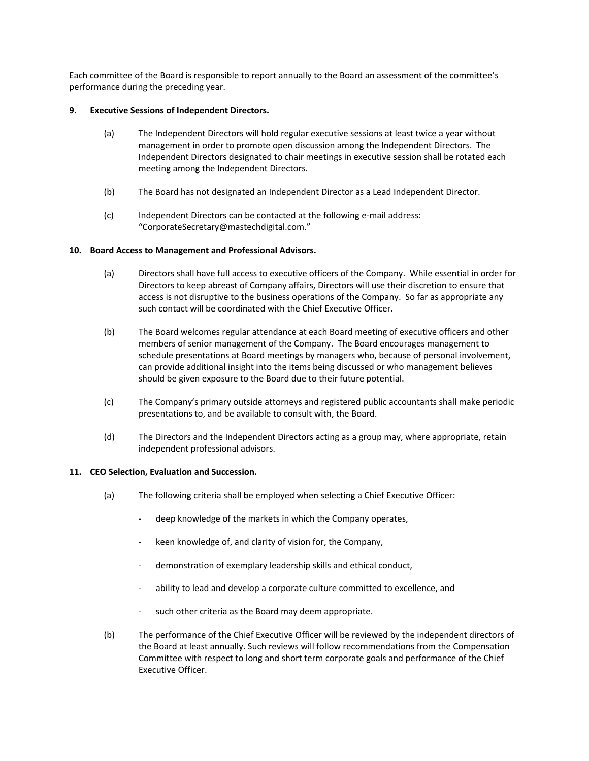Each committee of the Board is responsible to report annually to the Board an assessment of the committee's performance during the preceding year.

**9. Executive Sessions of Independent Directors.**

(a) The Independent Directors will hold regular executive sessions at least twice a year without management in order to promote open discussion among the Independent Directors. The Independent Directors designated to chair meetings in executive session shall be rotated each meeting among the Independent Directors.

(b) The Board has not designated an Independent Director as a Lead Independent Director.

(c) Independent Directors can be contacted at the following e-mail address: "CorporateSecretary@mastechdigital.com."

**10. Board Access to Management and Professional Advisors.**

(a) Directors shall have full access to executive officers of the Company. While essential in order for Directors to keep abreast of Company affairs, Directors will use their discretion to ensure that access is not disruptive to the business operations of the Company. So far as appropriate any such contact will be coordinated with the Chief Executive Officer.

(b) The Board welcomes regular attendance at each Board meeting of executive officers and other members of senior management of the Company. The Board encourages management to schedule presentations at Board meetings by managers who, because of personal involvement, can provide additional insight into the items being discussed or who management believes should be given exposure to the Board due to their future potential.

(c) The Company's primary outside attorneys and registered public accountants shall make periodic presentations to, and be available to consult with, the Board.

(d) The Directors and the Independent Directors acting as a group may, where appropriate, retain independent professional advisors.

**11. CEO Selection, Evaluation and Succession.**

(a) The following criteria shall be employed when selecting a Chief Executive Officer:

- deep knowledge of the markets in which the Company operates,
- keen knowledge of, and clarity of vision for, the Company,
- demonstration of exemplary leadership skills and ethical conduct,
- ability to lead and develop a corporate culture committed to excellence, and
- such other criteria as the Board may deem appropriate.

(b) The performance of the Chief Executive Officer will be reviewed by the independent directors of the Board at least annually. Such reviews will follow recommendations from the Compensation Committee with respect to long and short term corporate goals and performance of the Chief Executive Officer.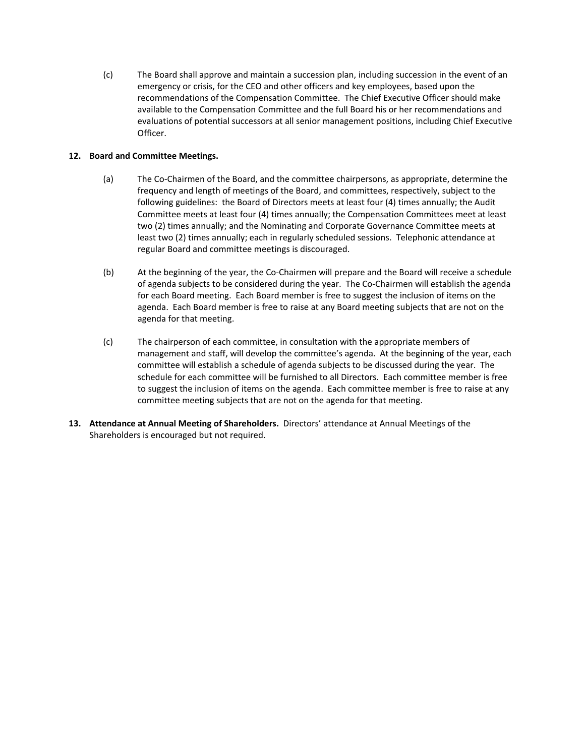(c) The Board shall approve and maintain a succession plan, including succession in the event of an emergency or crisis, for the CEO and other officers and key employees, based upon the recommendations of the Compensation Committee. The Chief Executive Officer should make available to the Compensation Committee and the full Board his or her recommendations and evaluations of potential successors at all senior management positions, including Chief Executive Officer.

**12. Board and Committee Meetings.**

(a) The Co-Chairmen of the Board, and the committee chairpersons, as appropriate, determine the frequency and length of meetings of the Board, and committees, respectively, subject to the following guidelines: the Board of Directors meets at least four (4) times annually; the Audit Committee meets at least four (4) times annually; the Compensation Committees meet at least two (2) times annually; and the Nominating and Corporate Governance Committee meets at least two (2) times annually; each in regularly scheduled sessions. Telephonic attendance at regular Board and committee meetings is discouraged.

(b) At the beginning of the year, the Co-Chairmen will prepare and the Board will receive a schedule of agenda subjects to be considered during the year. The Co-Chairmen will establish the agenda for each Board meeting. Each Board member is free to suggest the inclusion of items on the agenda. Each Board member is free to raise at any Board meeting subjects that are not on the agenda for that meeting.

(c) The chairperson of each committee, in consultation with the appropriate members of management and staff, will develop the committee's agenda. At the beginning of the year, each committee will establish a schedule of agenda subjects to be discussed during the year. The schedule for each committee will be furnished to all Directors. Each committee member is free to suggest the inclusion of items on the agenda. Each committee member is free to raise at any committee meeting subjects that are not on the agenda for that meeting.

**13. Attendance at Annual Meeting of Shareholders.** Directors' attendance at Annual Meetings of the Shareholders is encouraged but not required.